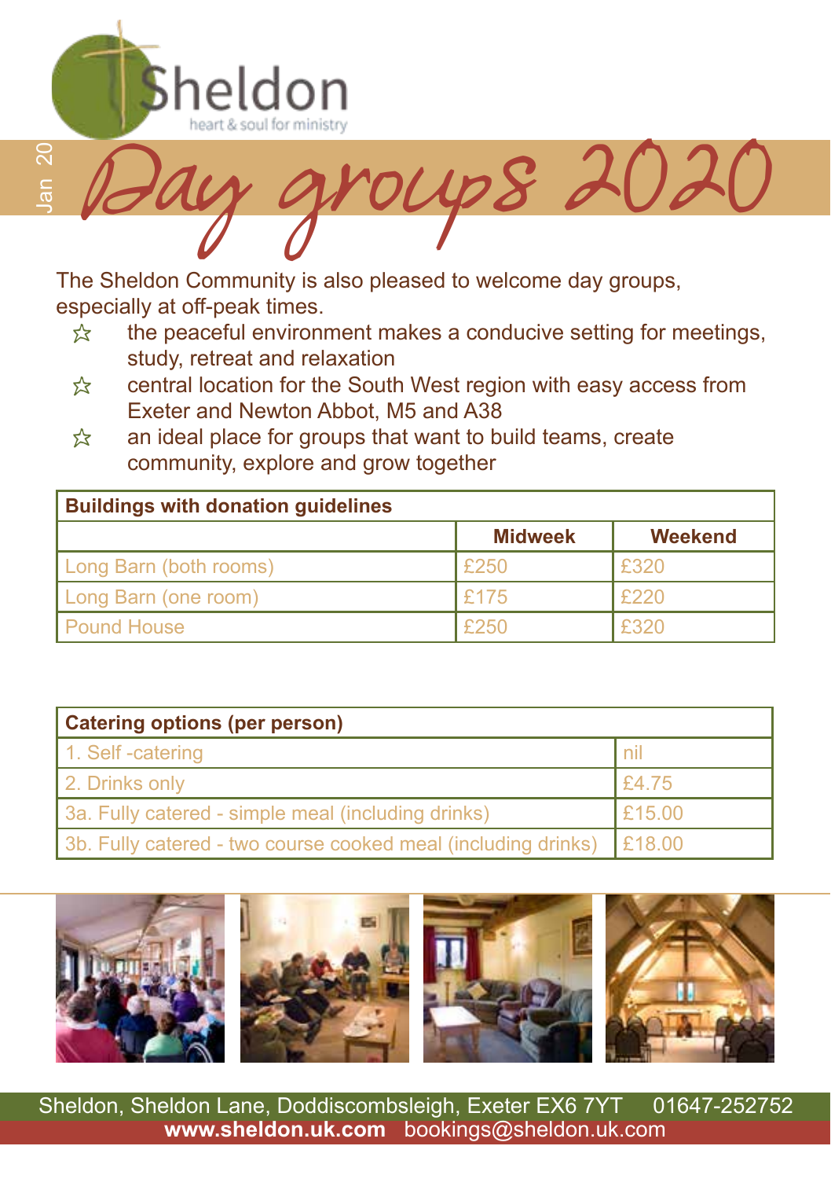Sheldon

heart & soul for ministry

Jan 20

# Day groups 2020

The Sheldon Community is also pleased to welcome day groups, especially at off-peak times.

- ☆ the peaceful environment makes a conducive setting for meetings, study, retreat and relaxation
- ☆ central location for the South West region with easy access from Exeter and Newton Abbot, M5 and A38
- ☆ an ideal place for groups that want to build teams, create community, explore and grow together

| Buildings with donation guidelines | | |
|---|---|---|
| | **Midweek** | **Weekend** |
| Long Barn (both rooms) | £250 | £320 |
| Long Barn (one room) | £175 | £220 |
| Pound House | £250 | £320 |

| Catering options (per person) | |
|---|---|
| 1. Self -catering | nil |
| 2. Drinks only | £4.75 |
| 3a. Fully catered - simple meal (including drinks) | £15.00 |
| 3b. Fully catered - two course cooked meal (including drinks) | £18.00 |

Sheldon, Sheldon Lane, Doddiscombsleigh, Exeter EX6 7YT 01647-252752

**www.sheldon.uk.com** bookings@sheldon.uk.com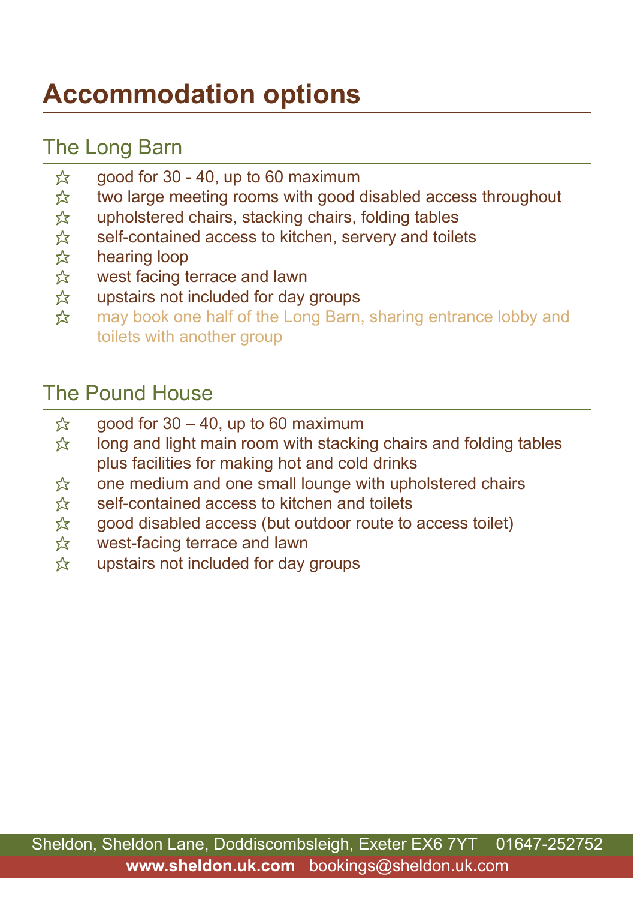# Accommodation options

## The Long Barn

- good for 30 - 40, up to 60 maximum
- two large meeting rooms with good disabled access throughout
- upholstered chairs, stacking chairs, folding tables
- self-contained access to kitchen, servery and toilets
- hearing loop
- west facing terrace and lawn
- upstairs not included for day groups
- may book one half of the Long Barn, sharing entrance lobby and toilets with another group

## The Pound House

- good for 30 – 40, up to 60 maximum
- long and light main room with stacking chairs and folding tables plus facilities for making hot and cold drinks
- one medium and one small lounge with upholstered chairs
- self-contained access to kitchen and toilets
- good disabled access (but outdoor route to access toilet)
- west-facing terrace and lawn
- upstairs not included for day groups

Sheldon, Sheldon Lane, Doddiscombsleigh, Exeter EX6 7YT 01647-252752
**www.sheldon.uk.com** bookings@sheldon.uk.com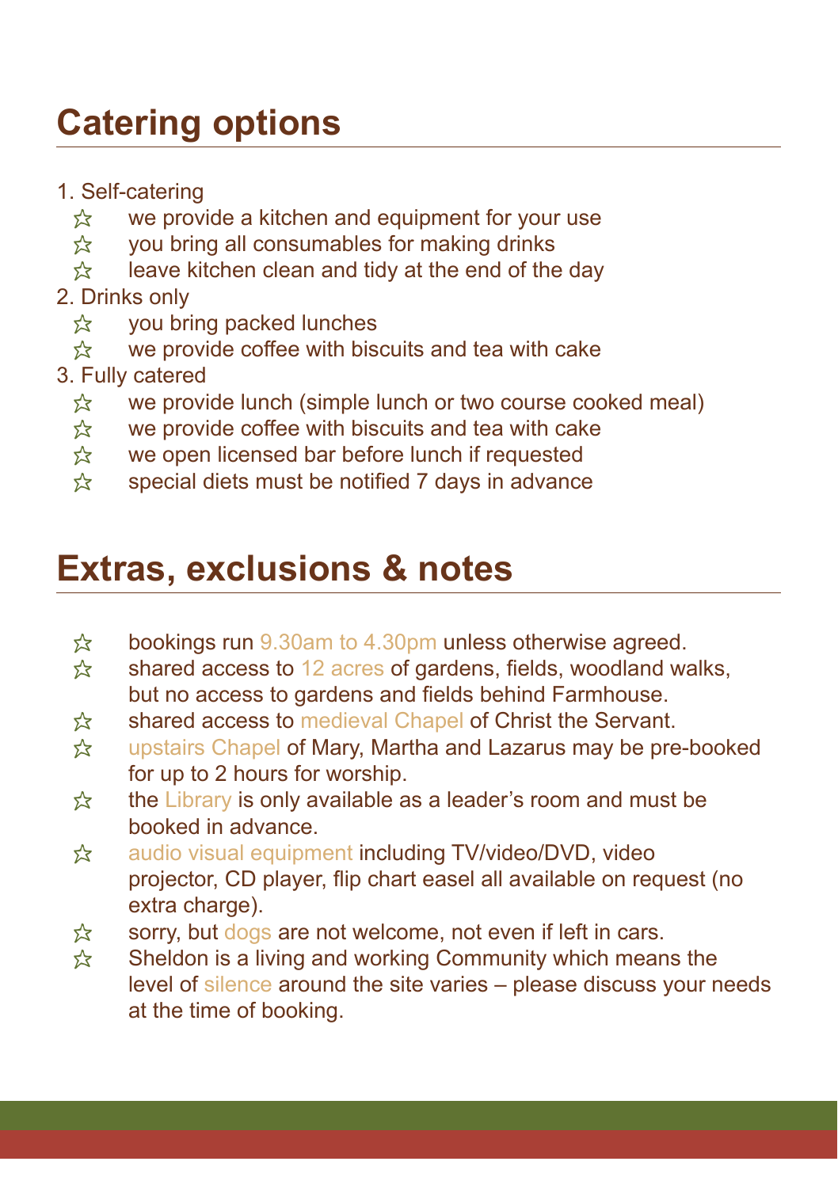## Catering options

1. Self-catering
   - we provide a kitchen and equipment for your use
   - you bring all consumables for making drinks
   - leave kitchen clean and tidy at the end of the day
2. Drinks only
   - you bring packed lunches
   - we provide coffee with biscuits and tea with cake
3. Fully catered
   - we provide lunch (simple lunch or two course cooked meal)
   - we provide coffee with biscuits and tea with cake
   - we open licensed bar before lunch if requested
   - special diets must be notified 7 days in advance

## Extras, exclusions & notes

- bookings run 9.30am to 4.30pm unless otherwise agreed.
- shared access to 12 acres of gardens, fields, woodland walks, but no access to gardens and fields behind Farmhouse.
- shared access to medieval Chapel of Christ the Servant.
- upstairs Chapel of Mary, Martha and Lazarus may be pre-booked for up to 2 hours for worship.
- the Library is only available as a leader's room and must be booked in advance.
- audio visual equipment including TV/video/DVD, video projector, CD player, flip chart easel all available on request (no extra charge).
- sorry, but dogs are not welcome, not even if left in cars.
- Sheldon is a living and working Community which means the level of silence around the site varies – please discuss your needs at the time of booking.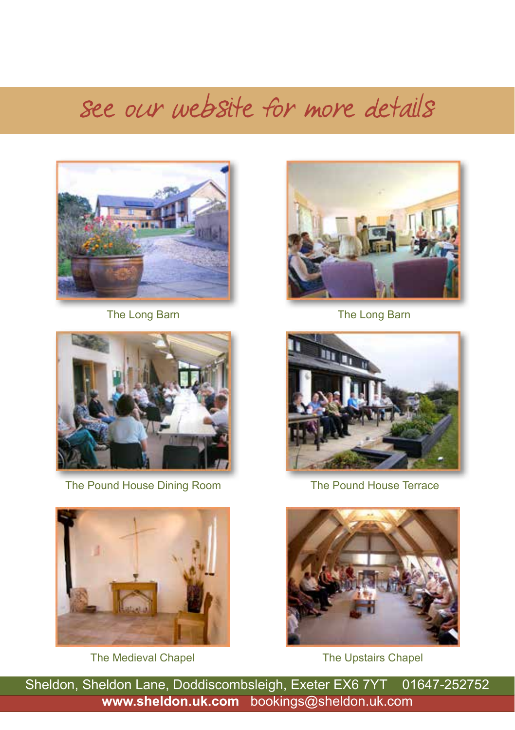# see our website for more details

The Long Barn

The Long Barn

The Pound House Dining Room

The Pound House Terrace

The Medieval Chapel

The Upstairs Chapel

Sheldon, Sheldon Lane, Doddiscombsleigh, Exeter EX6 7YT 01647-252752

**www.sheldon.uk.com** bookings@sheldon.uk.com